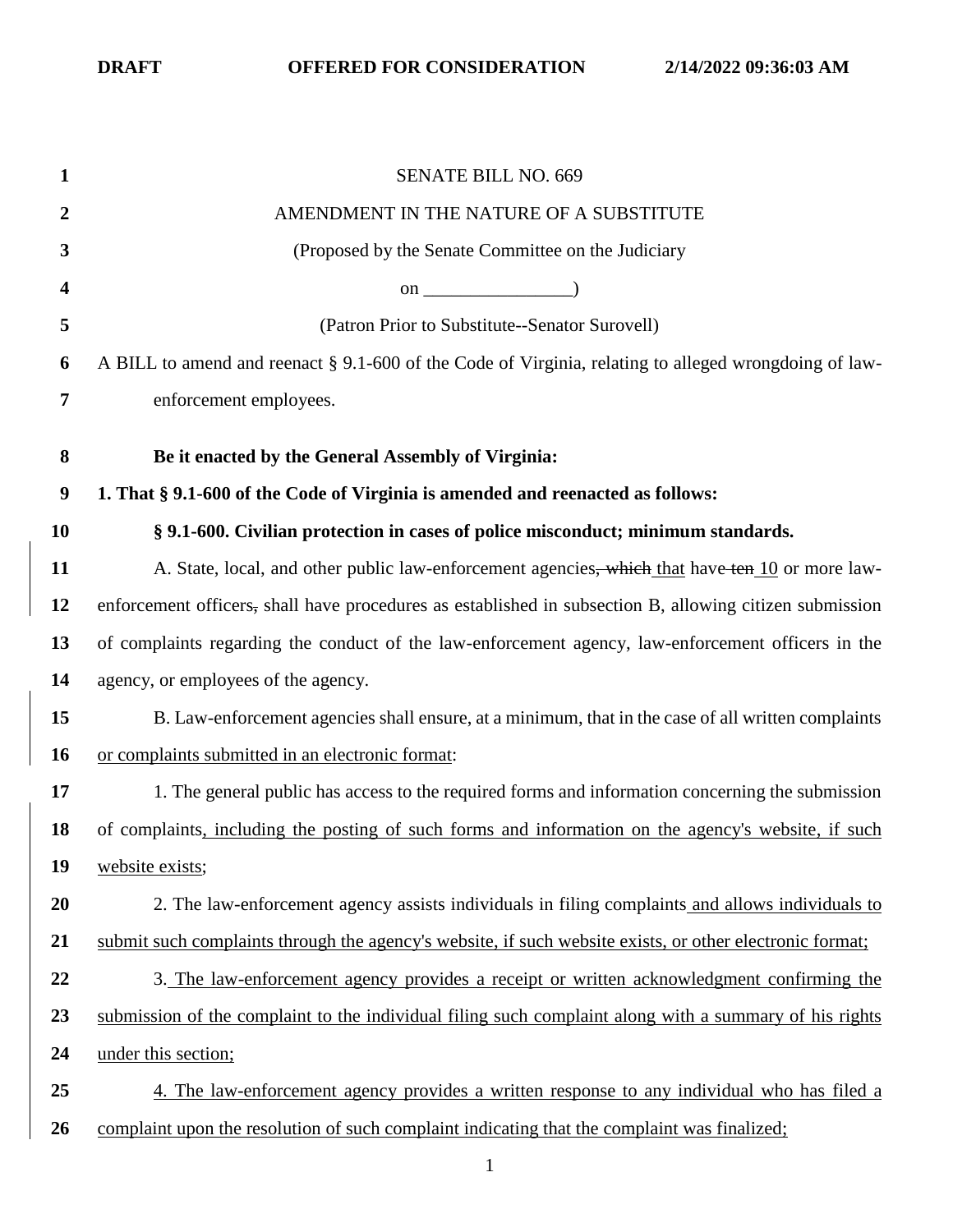DRAFT OFFERED FOR CONSIDERATION 2/14/2022 09:36:03 AM

SENATE BILL NO. 669

AMENDMENT IN THE NATURE OF A SUBSTITUTE

(Proposed by the Senate Committee on the Judiciary

on ________________)

(Patron Prior to Substitute--Senator Surovell)

A BILL to amend and reenact § 9.1-600 of the Code of Virginia, relating to alleged wrongdoing of law-enforcement employees.

**Be it enacted by the General Assembly of Virginia:**

**1. That § 9.1-600 of the Code of Virginia is amended and reenacted as follows:**

**§ 9.1-600. Civilian protection in cases of police misconduct; minimum standards.**

A. State, local, and other public law-enforcement agencies~~, which~~ that have ~~ten~~ 10 or more law-enforcement officers~~,~~ shall have procedures as established in subsection B, allowing citizen submission of complaints regarding the conduct of the law-enforcement agency, law-enforcement officers in the agency, or employees of the agency.

B. Law-enforcement agencies shall ensure, at a minimum, that in the case of all written complaints or complaints submitted in an electronic format:

1. The general public has access to the required forms and information concerning the submission of complaints, including the posting of such forms and information on the agency's website, if such website exists;

2. The law-enforcement agency assists individuals in filing complaints and allows individuals to submit such complaints through the agency's website, if such website exists, or other electronic format;

3. The law-enforcement agency provides a receipt or written acknowledgment confirming the submission of the complaint to the individual filing such complaint along with a summary of his rights under this section;

4. The law-enforcement agency provides a written response to any individual who has filed a complaint upon the resolution of such complaint indicating that the complaint was finalized;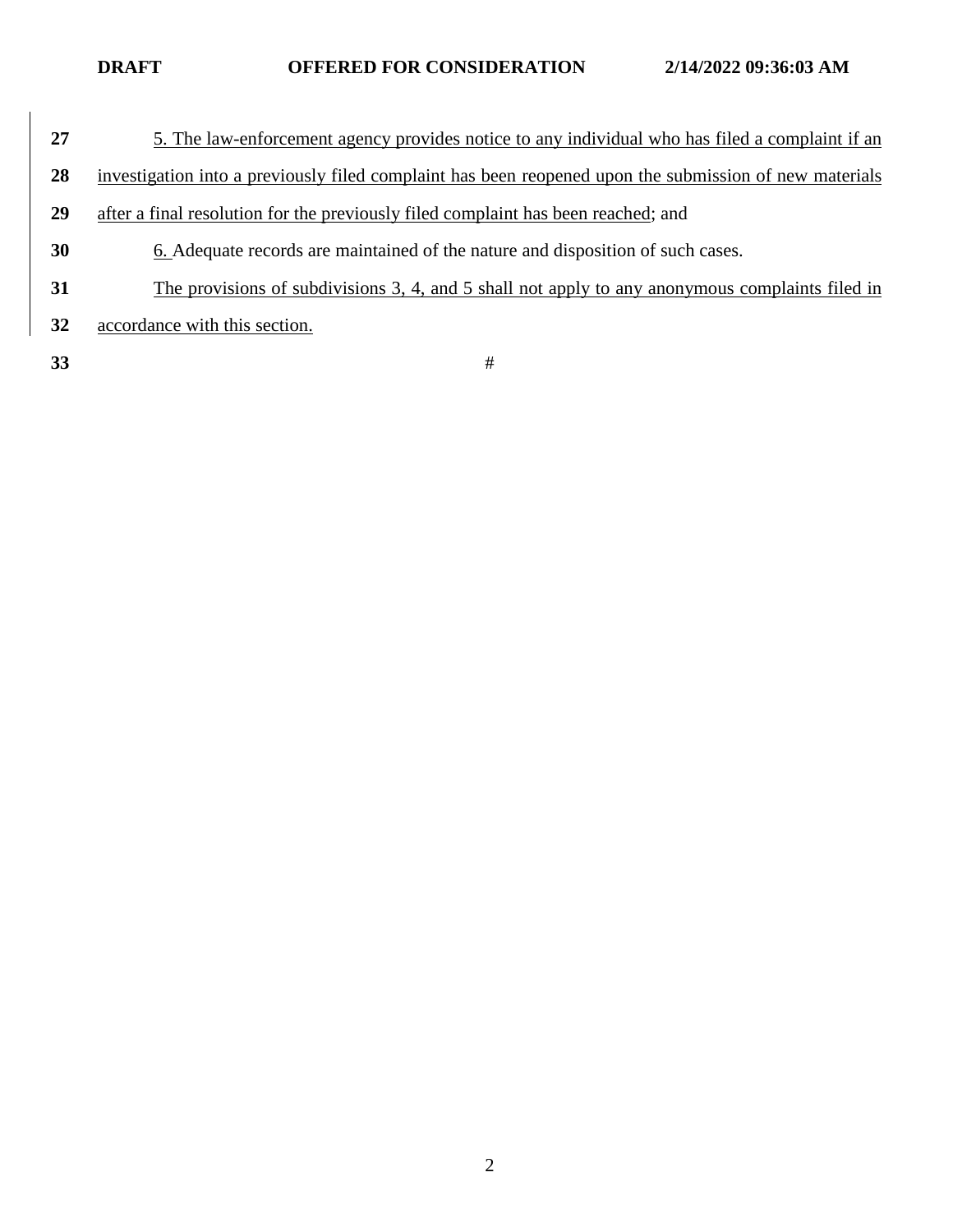5. The law-enforcement agency provides notice to any individual who has filed a complaint if an investigation into a previously filed complaint has been reopened upon the submission of new materials after a final resolution for the previously filed complaint has been reached; and

6. Adequate records are maintained of the nature and disposition of such cases.

The provisions of subdivisions 3, 4, and 5 shall not apply to any anonymous complaints filed in accordance with this section.

#